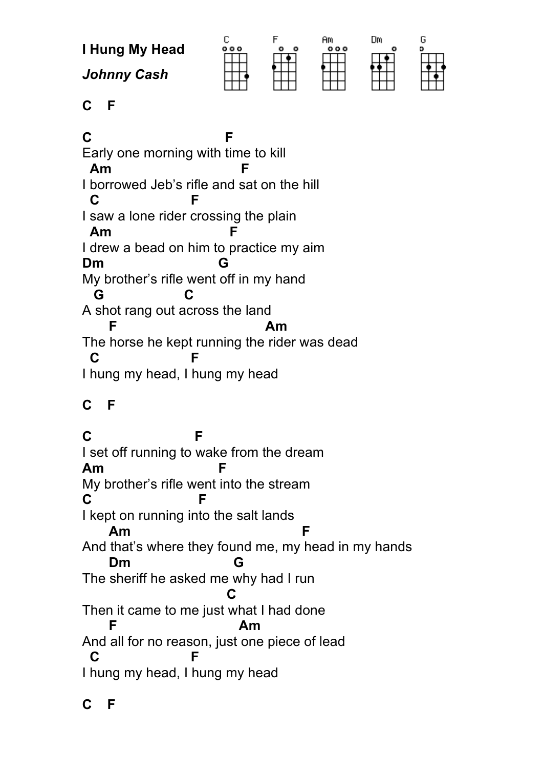**I Hung My Head**

***Johnny Cash***

C F Am Dm G

**C    F**

```
C                            F
Early one morning with time to kill
  Am                           F
I borrowed Jeb's rifle and sat on the hill
  C                  F
I saw a lone rider crossing the plain
  Am                        F
I drew a bead on him to practice my aim
Dm                          G
My brother's rifle went off in my hand
   G                 C
A shot rang out across the land
      F                            Am
The horse he kept running the rider was dead
  C                  F
I hung my head, I hung my head
```

**C    F**

```
C                      F
I set off running to wake from the dream
Am                         F
My brother's rifle went into the stream
C                       F
I kept on running into the salt lands
      Am                                F
And that's where they found me, my head in my hands
      Dm                     G
The sheriff he asked me why had I run
                              C
Then it came to me just what I had done
      F                          Am
And all for no reason, just one piece of lead
  C                  F
I hung my head, I hung my head
```

**C    F**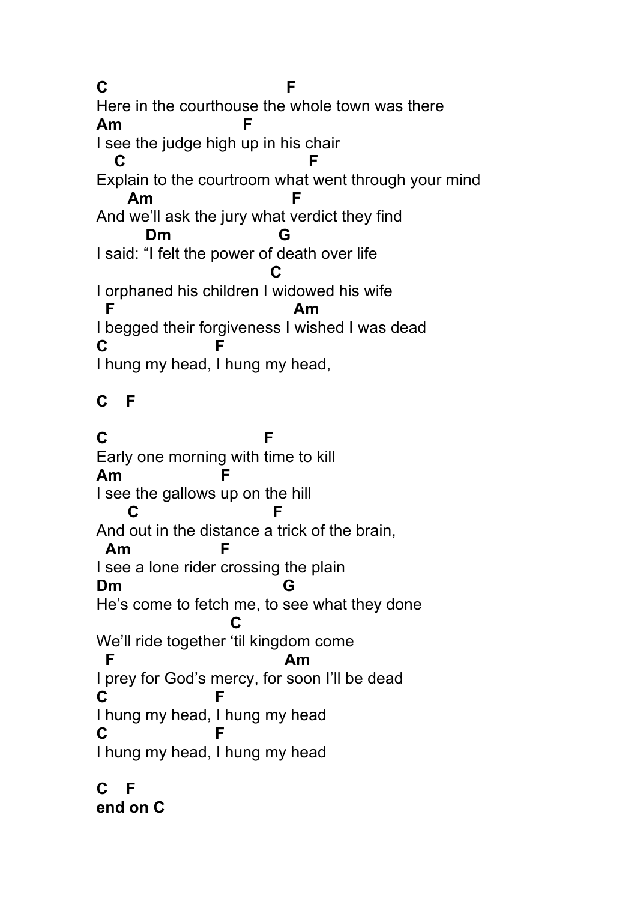```
C                              F
Here in the courthouse the whole town was there
Am                      F
I see the judge high up in his chair
   C                               F
Explain to the courtroom what went through your mind
     Am                         F
And we'll ask the jury what verdict they find
        Dm                  G
I said: "I felt the power of death over life
                                      C
I orphaned his children I widowed his wife
  F                                Am
I begged their forgiveness I wished I was dead
C                  F
I hung my head, I hung my head,

C    F

C                           F
Early one morning with time to kill
Am                 F
I see the gallows up on the hill
     C                       F
And out in the distance a trick of the brain,
  Am               F
I see a lone rider crossing the plain
Dm                          G
He's come to fetch me, to see what they done
                          C
We'll ride together 'til kingdom come
  F                              Am
I prey for God's mercy, for soon I'll be dead
C                  F
I hung my head, I hung my head
C                  F
I hung my head, I hung my head

C    F
end on C
```